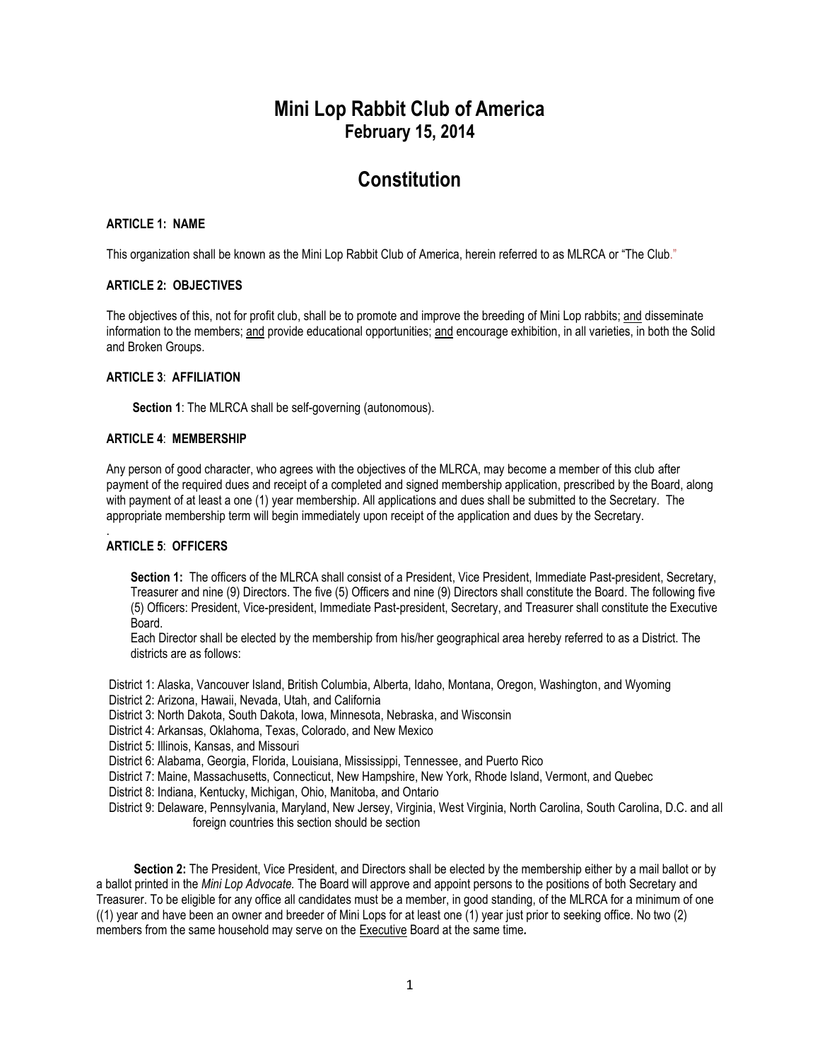# Mini Lop Rabbit Club of America

## February 15, 2014

# Constitution

**ARTICLE 1: NAME**

This organization shall be known as the Mini Lop Rabbit Club of America, herein referred to as MLRCA or "The Club."

**ARTICLE 2: OBJECTIVES**

The objectives of this, not for profit club, shall be to promote and improve the breeding of Mini Lop rabbits; <u>and</u> disseminate information to the members; <u>and</u> provide educational opportunities; <u>and</u> encourage exhibition, in all varieties, in both the Solid and Broken Groups.

**ARTICLE 3**: **AFFILIATION**

**Section 1**: The MLRCA shall be self-governing (autonomous).

**ARTICLE 4**: **MEMBERSHIP**

Any person of good character, who agrees with the objectives of the MLRCA, may become a member of this club after payment of the required dues and receipt of a completed and signed membership application, prescribed by the Board, along with payment of at least a one (1) year membership. All applications and dues shall be submitted to the Secretary. The appropriate membership term will begin immediately upon receipt of the application and dues by the Secretary.

.

**ARTICLE 5**: **OFFICERS**

**Section 1:** The officers of the MLRCA shall consist of a President, Vice President, Immediate Past-president, Secretary, Treasurer and nine (9) Directors. The five (5) Officers and nine (9) Directors shall constitute the Board. The following five (5) Officers: President, Vice-president, Immediate Past-president, Secretary, and Treasurer shall constitute the Executive Board.

Each Director shall be elected by the membership from his/her geographical area hereby referred to as a District. The districts are as follows:

District 1: Alaska, Vancouver Island, British Columbia, Alberta, Idaho, Montana, Oregon, Washington, and Wyoming
District 2: Arizona, Hawaii, Nevada, Utah, and California
District 3: North Dakota, South Dakota, Iowa, Minnesota, Nebraska, and Wisconsin
District 4: Arkansas, Oklahoma, Texas, Colorado, and New Mexico
District 5: Illinois, Kansas, and Missouri
District 6: Alabama, Georgia, Florida, Louisiana, Mississippi, Tennessee, and Puerto Rico
District 7: Maine, Massachusetts, Connecticut, New Hampshire, New York, Rhode Island, Vermont, and Quebec
District 8: Indiana, Kentucky, Michigan, Ohio, Manitoba, and Ontario
District 9: Delaware, Pennsylvania, Maryland, New Jersey, Virginia, West Virginia, North Carolina, South Carolina, D.C. and all foreign countries this section should be section

**Section 2:** The President, Vice President, and Directors shall be elected by the membership either by a mail ballot or by a ballot printed in the *Mini Lop Advocate.* The Board will approve and appoint persons to the positions of both Secretary and Treasurer. To be eligible for any office all candidates must be a member, in good standing, of the MLRCA for a minimum of one ((1) year and have been an owner and breeder of Mini Lops for at least one (1) year just prior to seeking office. No two (2) members from the same household may serve on the <u>Executive</u> Board at the same time**.**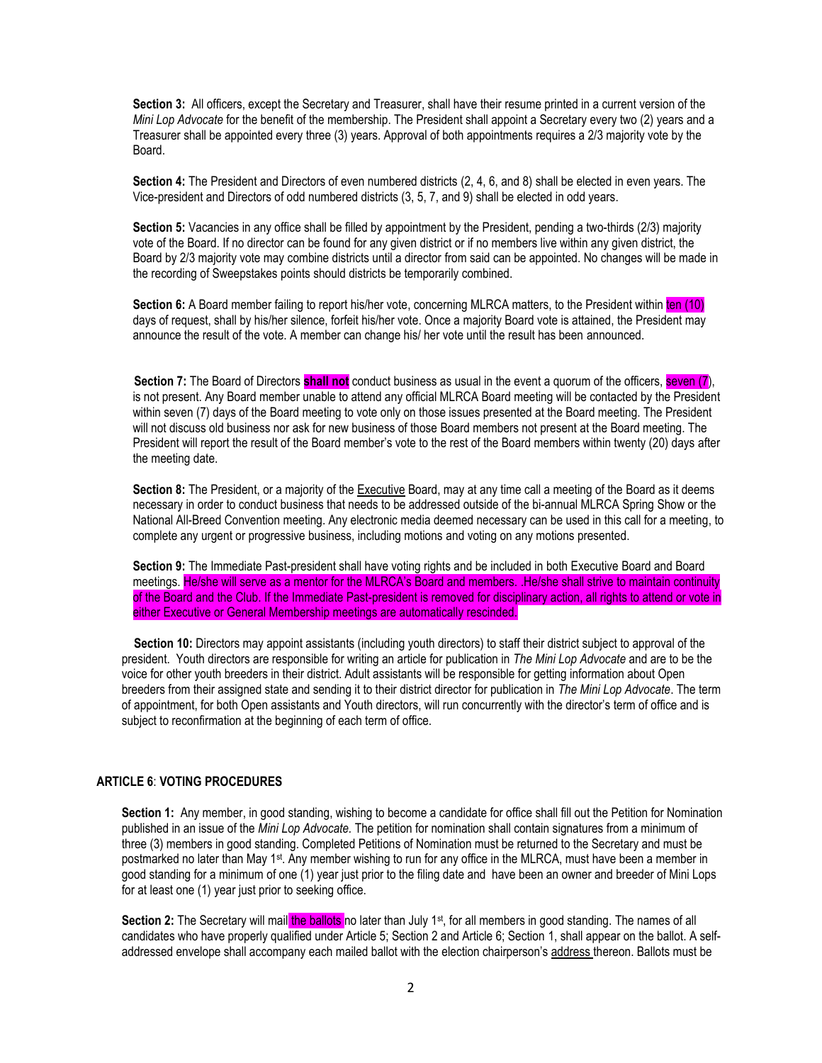**Section 3:** All officers, except the Secretary and Treasurer, shall have their resume printed in a current version of the *Mini Lop Advocate* for the benefit of the membership. The President shall appoint a Secretary every two (2) years and a Treasurer shall be appointed every three (3) years. Approval of both appointments requires a 2/3 majority vote by the Board.

**Section 4:** The President and Directors of even numbered districts (2, 4, 6, and 8) shall be elected in even years. The Vice-president and Directors of odd numbered districts (3, 5, 7, and 9) shall be elected in odd years.

**Section 5:** Vacancies in any office shall be filled by appointment by the President, pending a two-thirds (2/3) majority vote of the Board. If no director can be found for any given district or if no members live within any given district, the Board by 2/3 majority vote may combine districts until a director from said can be appointed. No changes will be made in the recording of Sweepstakes points should districts be temporarily combined.

**Section 6:** A Board member failing to report his/her vote, concerning MLRCA matters, to the President within ten (10) days of request, shall by his/her silence, forfeit his/her vote. Once a majority Board vote is attained, the President may announce the result of the vote. A member can change his/ her vote until the result has been announced.

**Section 7:** The Board of Directors **shall not** conduct business as usual in the event a quorum of the officers, seven (7), is not present. Any Board member unable to attend any official MLRCA Board meeting will be contacted by the President within seven (7) days of the Board meeting to vote only on those issues presented at the Board meeting. The President will not discuss old business nor ask for new business of those Board members not present at the Board meeting. The President will report the result of the Board member's vote to the rest of the Board members within twenty (20) days after the meeting date.

**Section 8:** The President, or a majority of the Executive Board, may at any time call a meeting of the Board as it deems necessary in order to conduct business that needs to be addressed outside of the bi-annual MLRCA Spring Show or the National All-Breed Convention meeting. Any electronic media deemed necessary can be used in this call for a meeting, to complete any urgent or progressive business, including motions and voting on any motions presented.

**Section 9:** The Immediate Past-president shall have voting rights and be included in both Executive Board and Board meetings. He/she will serve as a mentor for the MLRCA's Board and members. .He/she shall strive to maintain continuity of the Board and the Club. If the Immediate Past-president is removed for disciplinary action, all rights to attend or vote in either Executive or General Membership meetings are automatically rescinded.

**Section 10:** Directors may appoint assistants (including youth directors) to staff their district subject to approval of the president. Youth directors are responsible for writing an article for publication in *The Mini Lop Advocate* and are to be the voice for other youth breeders in their district. Adult assistants will be responsible for getting information about Open breeders from their assigned state and sending it to their district director for publication in *The Mini Lop Advocate*. The term of appointment, for both Open assistants and Youth directors, will run concurrently with the director's term of office and is subject to reconfirmation at the beginning of each term of office.

## ARTICLE 6: VOTING PROCEDURES

**Section 1:** Any member, in good standing, wishing to become a candidate for office shall fill out the Petition for Nomination published in an issue of the *Mini Lop Advocate.* The petition for nomination shall contain signatures from a minimum of three (3) members in good standing. Completed Petitions of Nomination must be returned to the Secretary and must be postmarked no later than May 1st. Any member wishing to run for any office in the MLRCA, must have been a member in good standing for a minimum of one (1) year just prior to the filing date and have been an owner and breeder of Mini Lops for at least one (1) year just prior to seeking office.

**Section 2:** The Secretary will mail the ballots no later than July 1st, for all members in good standing. The names of all candidates who have properly qualified under Article 5; Section 2 and Article 6; Section 1, shall appear on the ballot. A self-addressed envelope shall accompany each mailed ballot with the election chairperson's address thereon. Ballots must be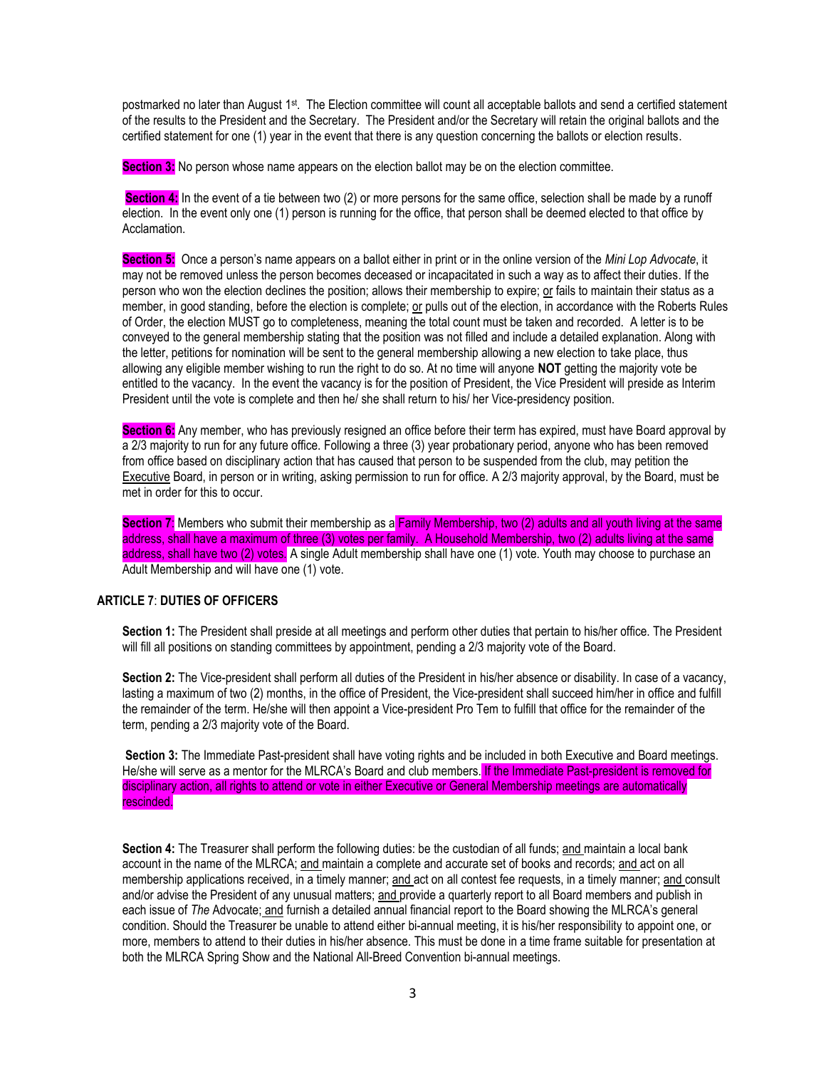postmarked no later than August 1st. The Election committee will count all acceptable ballots and send a certified statement of the results to the President and the Secretary. The President and/or the Secretary will retain the original ballots and the certified statement for one (1) year in the event that there is any question concerning the ballots or election results.

**Section 3:** No person whose name appears on the election ballot may be on the election committee.

**Section 4:** In the event of a tie between two (2) or more persons for the same office, selection shall be made by a runoff election. In the event only one (1) person is running for the office, that person shall be deemed elected to that office by Acclamation.

**Section 5:** Once a person's name appears on a ballot either in print or in the online version of the *Mini Lop Advocate*, it may not be removed unless the person becomes deceased or incapacitated in such a way as to affect their duties. If the person who won the election declines the position; allows their membership to expire; or fails to maintain their status as a member, in good standing, before the election is complete; or pulls out of the election, in accordance with the Roberts Rules of Order, the election MUST go to completeness, meaning the total count must be taken and recorded. A letter is to be conveyed to the general membership stating that the position was not filled and include a detailed explanation. Along with the letter, petitions for nomination will be sent to the general membership allowing a new election to take place, thus allowing any eligible member wishing to run the right to do so. At no time will anyone **NOT** getting the majority vote be entitled to the vacancy. In the event the vacancy is for the position of President, the Vice President will preside as Interim President until the vote is complete and then he/ she shall return to his/ her Vice-presidency position.

**Section 6:** Any member, who has previously resigned an office before their term has expired, must have Board approval by a 2/3 majority to run for any future office. Following a three (3) year probationary period, anyone who has been removed from office based on disciplinary action that has caused that person to be suspended from the club, may petition the Executive Board, in person or in writing, asking permission to run for office. A 2/3 majority approval, by the Board, must be met in order for this to occur.

**Section 7:** Members who submit their membership as a Family Membership, two (2) adults and all youth living at the same address, shall have a maximum of three (3) votes per family. A Household Membership, two (2) adults living at the same address, shall have two (2) votes. A single Adult membership shall have one (1) vote. Youth may choose to purchase an Adult Membership and will have one (1) vote.

## ARTICLE 7: DUTIES OF OFFICERS

**Section 1:** The President shall preside at all meetings and perform other duties that pertain to his/her office. The President will fill all positions on standing committees by appointment, pending a 2/3 majority vote of the Board.

**Section 2:** The Vice-president shall perform all duties of the President in his/her absence or disability. In case of a vacancy, lasting a maximum of two (2) months, in the office of President, the Vice-president shall succeed him/her in office and fulfill the remainder of the term. He/she will then appoint a Vice-president Pro Tem to fulfill that office for the remainder of the term, pending a 2/3 majority vote of the Board.

**Section 3:** The Immediate Past-president shall have voting rights and be included in both Executive and Board meetings. He/she will serve as a mentor for the MLRCA's Board and club members. If the Immediate Past-president is removed for disciplinary action, all rights to attend or vote in either Executive or General Membership meetings are automatically rescinded.

**Section 4:** The Treasurer shall perform the following duties: be the custodian of all funds; and maintain a local bank account in the name of the MLRCA; and maintain a complete and accurate set of books and records; and act on all membership applications received, in a timely manner; and act on all contest fee requests, in a timely manner; and consult and/or advise the President of any unusual matters; and provide a quarterly report to all Board members and publish in each issue of *The* Advocate; and furnish a detailed annual financial report to the Board showing the MLRCA's general condition. Should the Treasurer be unable to attend either bi-annual meeting, it is his/her responsibility to appoint one, or more, members to attend to their duties in his/her absence. This must be done in a time frame suitable for presentation at both the MLRCA Spring Show and the National All-Breed Convention bi-annual meetings.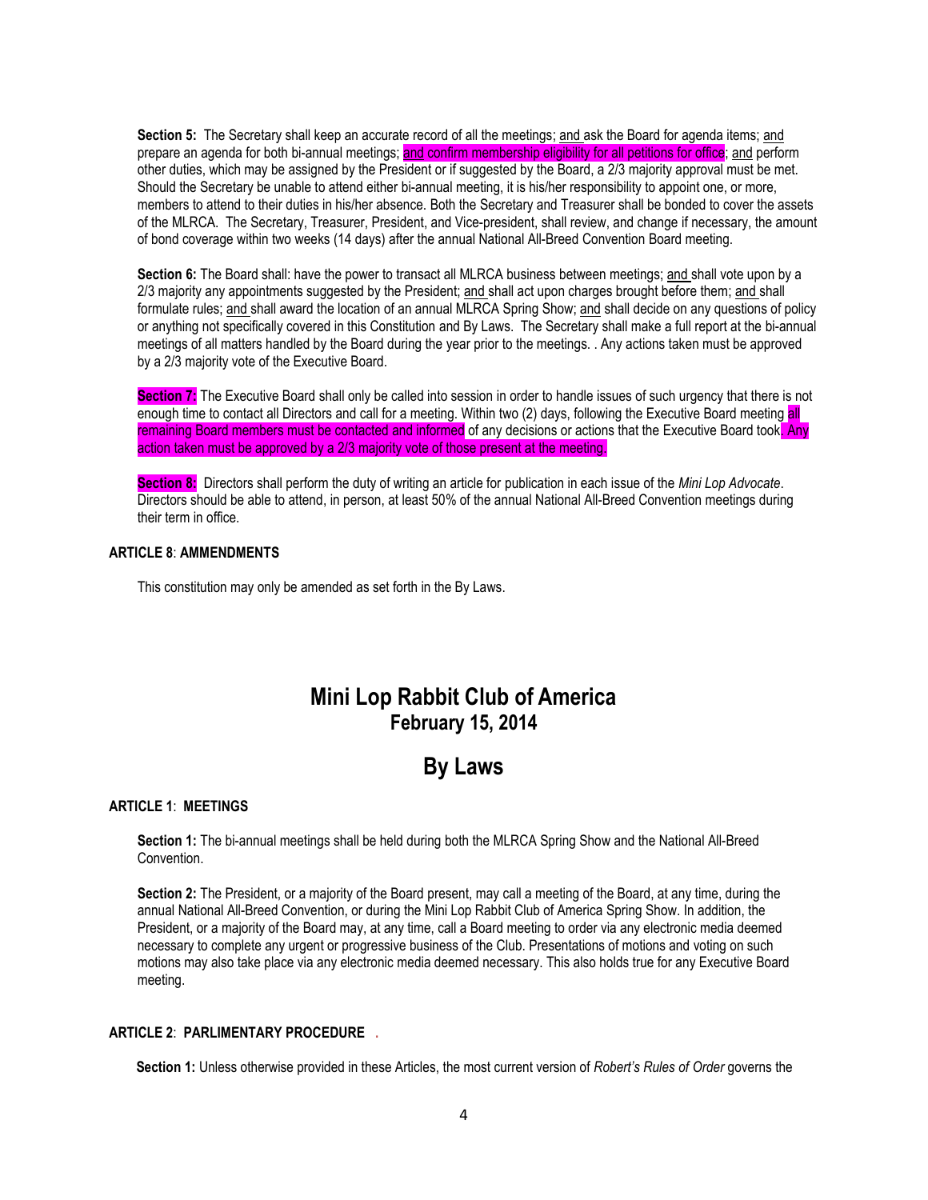**Section 5:** The Secretary shall keep an accurate record of all the meetings; and ask the Board for agenda items; and prepare an agenda for both bi-annual meetings; and confirm membership eligibility for all petitions for office; and perform other duties, which may be assigned by the President or if suggested by the Board, a 2/3 majority approval must be met. Should the Secretary be unable to attend either bi-annual meeting, it is his/her responsibility to appoint one, or more, members to attend to their duties in his/her absence. Both the Secretary and Treasurer shall be bonded to cover the assets of the MLRCA. The Secretary, Treasurer, President, and Vice-president, shall review, and change if necessary, the amount of bond coverage within two weeks (14 days) after the annual National All-Breed Convention Board meeting.

**Section 6:** The Board shall: have the power to transact all MLRCA business between meetings; and shall vote upon by a 2/3 majority any appointments suggested by the President; and shall act upon charges brought before them; and shall formulate rules; and shall award the location of an annual MLRCA Spring Show; and shall decide on any questions of policy or anything not specifically covered in this Constitution and By Laws. The Secretary shall make a full report at the bi-annual meetings of all matters handled by the Board during the year prior to the meetings. . Any actions taken must be approved by a 2/3 majority vote of the Executive Board.

**Section 7:** The Executive Board shall only be called into session in order to handle issues of such urgency that there is not enough time to contact all Directors and call for a meeting. Within two (2) days, following the Executive Board meeting all remaining Board members must be contacted and informed of any decisions or actions that the Executive Board took. Any action taken must be approved by a 2/3 majority vote of those present at the meeting.

**Section 8:** Directors shall perform the duty of writing an article for publication in each issue of the *Mini Lop Advocate*. Directors should be able to attend, in person, at least 50% of the annual National All-Breed Convention meetings during their term in office.

**ARTICLE 8**: **AMMENDMENTS**

This constitution may only be amended as set forth in the By Laws.

# Mini Lop Rabbit Club of America
## February 15, 2014

# By Laws

**ARTICLE 1**: **MEETINGS**

**Section 1:** The bi-annual meetings shall be held during both the MLRCA Spring Show and the National All-Breed Convention.

**Section 2:** The President, or a majority of the Board present, may call a meeting of the Board, at any time, during the annual National All-Breed Convention, or during the Mini Lop Rabbit Club of America Spring Show. In addition, the President, or a majority of the Board may, at any time, call a Board meeting to order via any electronic media deemed necessary to complete any urgent or progressive business of the Club. Presentations of motions and voting on such motions may also take place via any electronic media deemed necessary. This also holds true for any Executive Board meeting.

**ARTICLE 2**: **PARLIMENTARY PROCEDURE** .

**Section 1:** Unless otherwise provided in these Articles, the most current version of *Robert's Rules of Order* governs the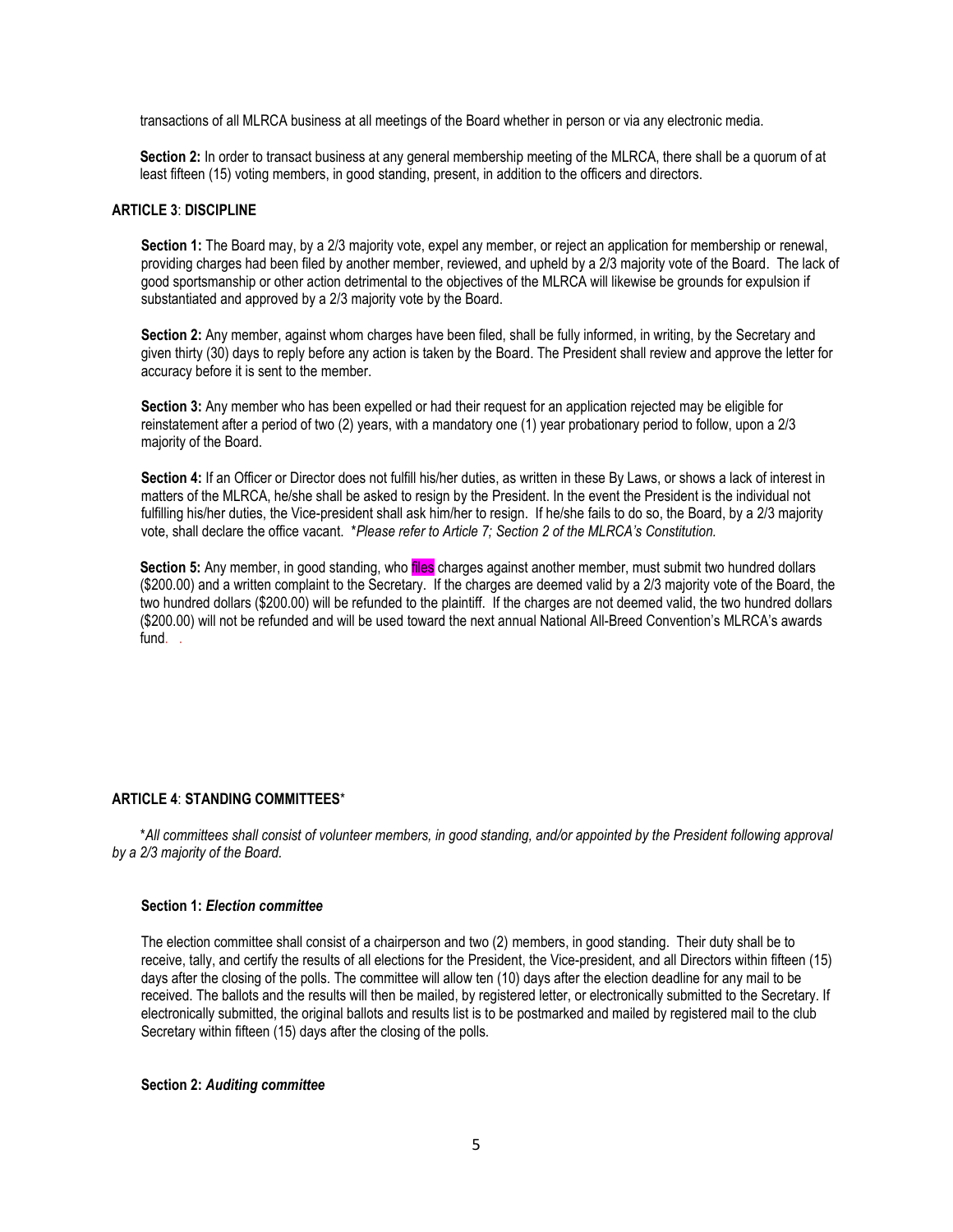transactions of all MLRCA business at all meetings of the Board whether in person or via any electronic media.

**Section 2:** In order to transact business at any general membership meeting of the MLRCA, there shall be a quorum of at least fifteen (15) voting members, in good standing, present, in addition to the officers and directors.

### ARTICLE 3: DISCIPLINE

**Section 1:** The Board may, by a 2/3 majority vote, expel any member, or reject an application for membership or renewal, providing charges had been filed by another member, reviewed, and upheld by a 2/3 majority vote of the Board. The lack of good sportsmanship or other action detrimental to the objectives of the MLRCA will likewise be grounds for expulsion if substantiated and approved by a 2/3 majority vote by the Board.

**Section 2:** Any member, against whom charges have been filed, shall be fully informed, in writing, by the Secretary and given thirty (30) days to reply before any action is taken by the Board. The President shall review and approve the letter for accuracy before it is sent to the member.

**Section 3:** Any member who has been expelled or had their request for an application rejected may be eligible for reinstatement after a period of two (2) years, with a mandatory one (1) year probationary period to follow, upon a 2/3 majority of the Board.

**Section 4:** If an Officer or Director does not fulfill his/her duties, as written in these By Laws, or shows a lack of interest in matters of the MLRCA, he/she shall be asked to resign by the President. In the event the President is the individual not fulfilling his/her duties, the Vice-president shall ask him/her to resign. If he/she fails to do so, the Board, by a 2/3 majority vote, shall declare the office vacant. *\*Please refer to Article 7; Section 2 of the MLRCA's Constitution.*

**Section 5:** Any member, in good standing, who files charges against another member, must submit two hundred dollars ($200.00) and a written complaint to the Secretary. If the charges are deemed valid by a 2/3 majority vote of the Board, the two hundred dollars ($200.00) will be refunded to the plaintiff. If the charges are not deemed valid, the two hundred dollars ($200.00) will not be refunded and will be used toward the next annual National All-Breed Convention's MLRCA's awards fund.

### ARTICLE 4: STANDING COMMITTEES*

*\*All committees shall consist of volunteer members, in good standing, and/or appointed by the President following approval by a 2/3 majority of the Board.*

#### Section 1: *Election committee*

The election committee shall consist of a chairperson and two (2) members, in good standing. Their duty shall be to receive, tally, and certify the results of all elections for the President, the Vice-president, and all Directors within fifteen (15) days after the closing of the polls. The committee will allow ten (10) days after the election deadline for any mail to be received. The ballots and the results will then be mailed, by registered letter, or electronically submitted to the Secretary. If electronically submitted, the original ballots and results list is to be postmarked and mailed by registered mail to the club Secretary within fifteen (15) days after the closing of the polls.

#### Section 2: *Auditing committee*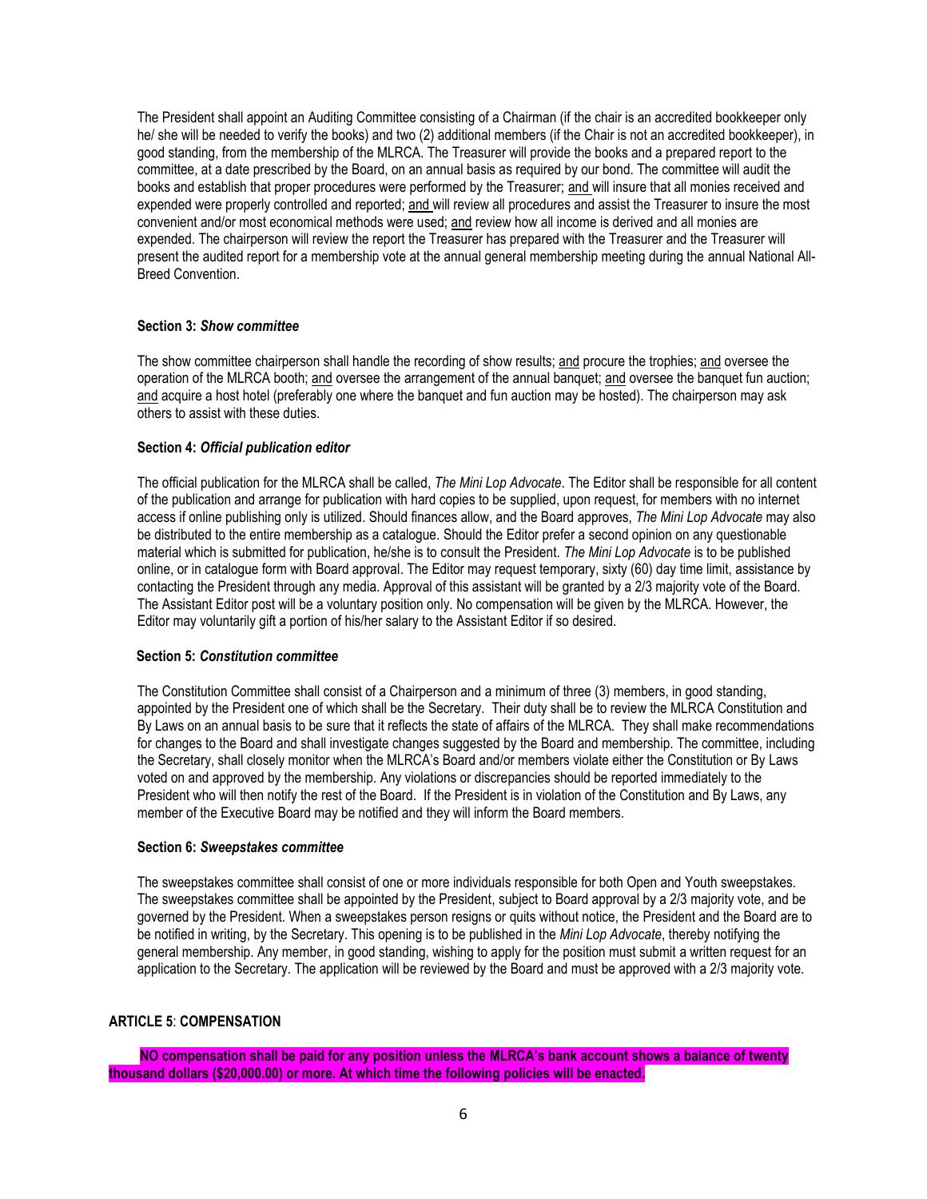The President shall appoint an Auditing Committee consisting of a Chairman (if the chair is an accredited bookkeeper only he/ she will be needed to verify the books) and two (2) additional members (if the Chair is not an accredited bookkeeper), in good standing, from the membership of the MLRCA. The Treasurer will provide the books and a prepared report to the committee, at a date prescribed by the Board, on an annual basis as required by our bond. The committee will audit the books and establish that proper procedures were performed by the Treasurer; <u>and</u> will insure that all monies received and expended were properly controlled and reported; <u>and</u> will review all procedures and assist the Treasurer to insure the most convenient and/or most economical methods were used; <u>and</u> review how all income is derived and all monies are expended. The chairperson will review the report the Treasurer has prepared with the Treasurer and the Treasurer will present the audited report for a membership vote at the annual general membership meeting during the annual National All-Breed Convention.

#### Section 3: *Show committee*

The show committee chairperson shall handle the recording of show results; <u>and</u> procure the trophies; <u>and</u> oversee the operation of the MLRCA booth; <u>and</u> oversee the arrangement of the annual banquet; <u>and</u> oversee the banquet fun auction; <u>and</u> acquire a host hotel (preferably one where the banquet and fun auction may be hosted). The chairperson may ask others to assist with these duties.

#### Section 4: *Official publication editor*

The official publication for the MLRCA shall be called, *The Mini Lop Advocate*. The Editor shall be responsible for all content of the publication and arrange for publication with hard copies to be supplied, upon request, for members with no internet access if online publishing only is utilized. Should finances allow, and the Board approves, *The Mini Lop Advocate* may also be distributed to the entire membership as a catalogue. Should the Editor prefer a second opinion on any questionable material which is submitted for publication, he/she is to consult the President. *The Mini Lop Advocate* is to be published online, or in catalogue form with Board approval. The Editor may request temporary, sixty (60) day time limit, assistance by contacting the President through any media. Approval of this assistant will be granted by a 2/3 majority vote of the Board. The Assistant Editor post will be a voluntary position only. No compensation will be given by the MLRCA. However, the Editor may voluntarily gift a portion of his/her salary to the Assistant Editor if so desired.

#### Section 5: *Constitution committee*

The Constitution Committee shall consist of a Chairperson and a minimum of three (3) members, in good standing, appointed by the President one of which shall be the Secretary. Their duty shall be to review the MLRCA Constitution and By Laws on an annual basis to be sure that it reflects the state of affairs of the MLRCA. They shall make recommendations for changes to the Board and shall investigate changes suggested by the Board and membership. The committee, including the Secretary, shall closely monitor when the MLRCA's Board and/or members violate either the Constitution or By Laws voted on and approved by the membership. Any violations or discrepancies should be reported immediately to the President who will then notify the rest of the Board. If the President is in violation of the Constitution and By Laws, any member of the Executive Board may be notified and they will inform the Board members.

#### Section 6: *Sweepstakes committee*

The sweepstakes committee shall consist of one or more individuals responsible for both Open and Youth sweepstakes. The sweepstakes committee shall be appointed by the President, subject to Board approval by a 2/3 majority vote, and be governed by the President. When a sweepstakes person resigns or quits without notice, the President and the Board are to be notified in writing, by the Secretary. This opening is to be published in the *Mini Lop Advocate*, thereby notifying the general membership. Any member, in good standing, wishing to apply for the position must submit a written request for an application to the Secretary. The application will be reviewed by the Board and must be approved with a 2/3 majority vote.

### ARTICLE 5: COMPENSATION

**NO compensation shall be paid for any position unless the MLRCA's bank account shows a balance of twenty thousand dollars ($20,000.00) or more. At which time the following policies will be enacted.**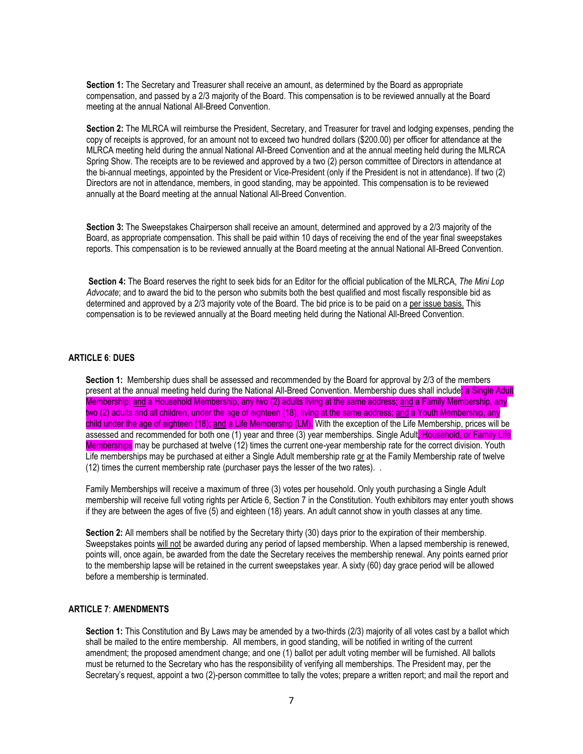**Section 1:** The Secretary and Treasurer shall receive an amount, as determined by the Board as appropriate compensation, and passed by a 2/3 majority of the Board. This compensation is to be reviewed annually at the Board meeting at the annual National All-Breed Convention.

**Section 2:** The MLRCA will reimburse the President, Secretary, and Treasurer for travel and lodging expenses, pending the copy of receipts is approved, for an amount not to exceed two hundred dollars ($200.00) per officer for attendance at the MLRCA meeting held during the annual National All-Breed Convention and at the annual meeting held during the MLRCA Spring Show. The receipts are to be reviewed and approved by a two (2) person committee of Directors in attendance at the bi-annual meetings, appointed by the President or Vice-President (only if the President is not in attendance). If two (2) Directors are not in attendance, members, in good standing, may be appointed. This compensation is to be reviewed annually at the Board meeting at the annual National All-Breed Convention.

**Section 3:** The Sweepstakes Chairperson shall receive an amount, determined and approved by a 2/3 majority of the Board, as appropriate compensation. This shall be paid within 10 days of receiving the end of the year final sweepstakes reports. This compensation is to be reviewed annually at the Board meeting at the annual National All-Breed Convention.

**Section 4:** The Board reserves the right to seek bids for an Editor for the official publication of the MLRCA, *The Mini Lop Advocate*; and to award the bid to the person who submits both the best qualified and most fiscally responsible bid as determined and approved by a 2/3 majority vote of the Board. The bid price is to be paid on a per issue basis. This compensation is to be reviewed annually at the Board meeting held during the National All-Breed Convention.

## ARTICLE 6: DUES

**Section 1:** Membership dues shall be assessed and recommended by the Board for approval by 2/3 of the members present at the annual meeting held during the National All-Breed Convention. Membership dues shall include: a Single Adult Membership; and a Household Membership, any two (2) adults living at the same address; and a Family Membership, any two (2) adults and all children, under the age of eighteen (18), living at the same address; and a Youth Membership, any child under the age of eighteen (18); and a Life Membership (LM). With the exception of the Life Membership, prices will be assessed and recommended for both one (1) year and three (3) year memberships. Single Adult, Household, or Family Life Memberships may be purchased at twelve (12) times the current one-year membership rate for the correct division. Youth Life memberships may be purchased at either a Single Adult membership rate or at the Family Membership rate of twelve (12) times the current membership rate (purchaser pays the lesser of the two rates). .

Family Memberships will receive a maximum of three (3) votes per household. Only youth purchasing a Single Adult membership will receive full voting rights per Article 6, Section 7 in the Constitution. Youth exhibitors may enter youth shows if they are between the ages of five (5) and eighteen (18) years. An adult cannot show in youth classes at any time.

**Section 2:** All members shall be notified by the Secretary thirty (30) days prior to the expiration of their membership. Sweepstakes points will not be awarded during any period of lapsed membership. When a lapsed membership is renewed, points will, once again, be awarded from the date the Secretary receives the membership renewal. Any points earned prior to the membership lapse will be retained in the current sweepstakes year. A sixty (60) day grace period will be allowed before a membership is terminated.

## ARTICLE 7: AMENDMENTS

**Section 1:** This Constitution and By Laws may be amended by a two-thirds (2/3) majority of all votes cast by a ballot which shall be mailed to the entire membership. All members, in good standing, will be notified in writing of the current amendment; the proposed amendment change; and one (1) ballot per adult voting member will be furnished. All ballots must be returned to the Secretary who has the responsibility of verifying all memberships. The President may, per the Secretary's request, appoint a two (2)-person committee to tally the votes; prepare a written report; and mail the report and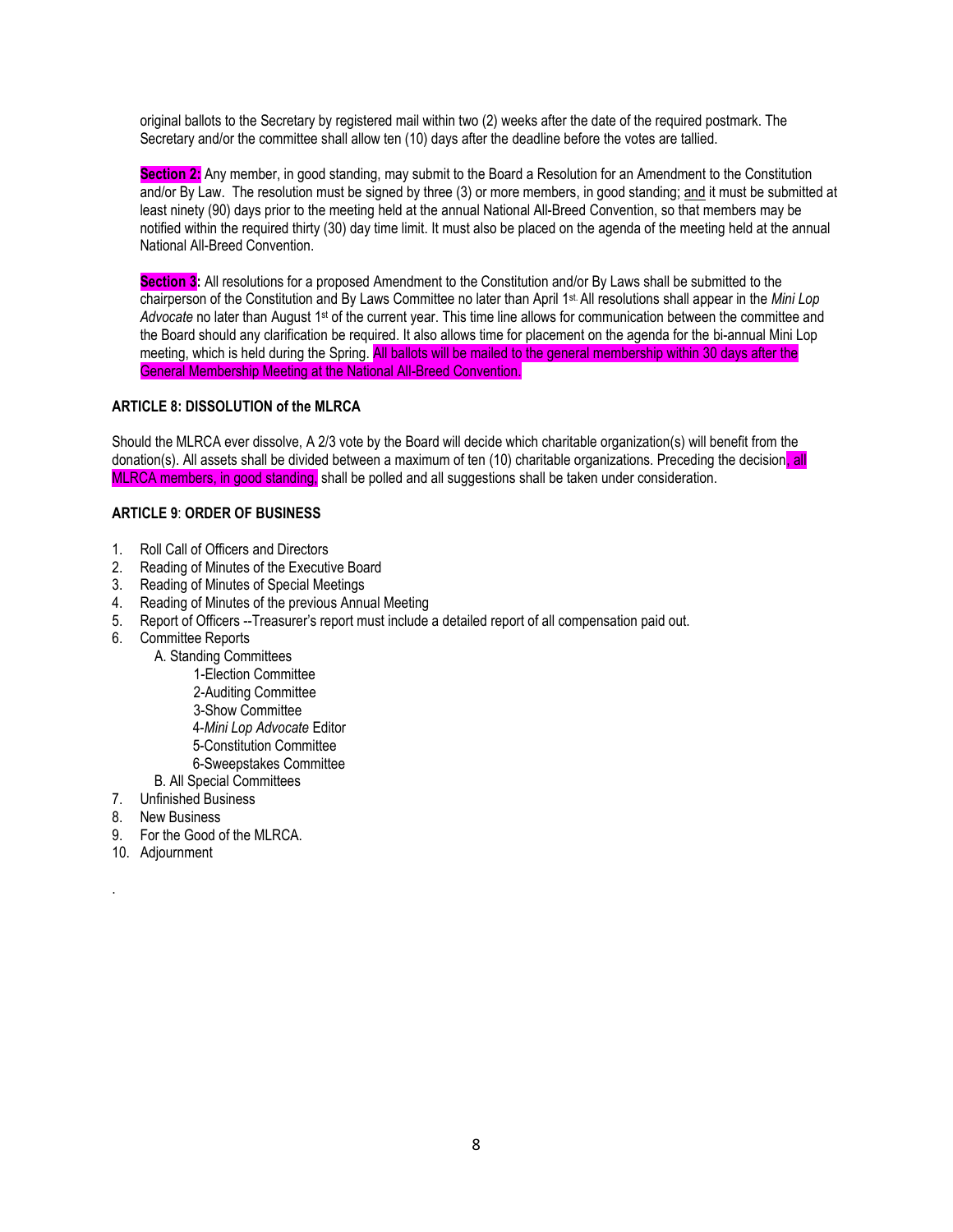original ballots to the Secretary by registered mail within two (2) weeks after the date of the required postmark. The Secretary and/or the committee shall allow ten (10) days after the deadline before the votes are tallied.

**Section 2:** Any member, in good standing, may submit to the Board a Resolution for an Amendment to the Constitution and/or By Law. The resolution must be signed by three (3) or more members, in good standing; and it must be submitted at least ninety (90) days prior to the meeting held at the annual National All-Breed Convention, so that members may be notified within the required thirty (30) day time limit. It must also be placed on the agenda of the meeting held at the annual National All-Breed Convention.

**Section 3:** All resolutions for a proposed Amendment to the Constitution and/or By Laws shall be submitted to the chairperson of the Constitution and By Laws Committee no later than April 1st. All resolutions shall appear in the *Mini Lop Advocate* no later than August 1st of the current year. This time line allows for communication between the committee and the Board should any clarification be required. It also allows time for placement on the agenda for the bi-annual Mini Lop meeting, which is held during the Spring. All ballots will be mailed to the general membership within 30 days after the General Membership Meeting at the National All-Breed Convention.

### ARTICLE 8: DISSOLUTION of the MLRCA

Should the MLRCA ever dissolve, A 2/3 vote by the Board will decide which charitable organization(s) will benefit from the donation(s). All assets shall be divided between a maximum of ten (10) charitable organizations. Preceding the decision, all MLRCA members, in good standing, shall be polled and all suggestions shall be taken under consideration.

### ARTICLE 9: ORDER OF BUSINESS

1. Roll Call of Officers and Directors
2. Reading of Minutes of the Executive Board
3. Reading of Minutes of Special Meetings
4. Reading of Minutes of the previous Annual Meeting
5. Report of Officers --Treasurer's report must include a detailed report of all compensation paid out.
6. Committee Reports
   - A. Standing Committees
     - 1-Election Committee
     - 2-Auditing Committee
     - 3-Show Committee
     - 4-*Mini Lop Advocate* Editor
     - 5-Constitution Committee
     - 6-Sweepstakes Committee
   - B. All Special Committees
7. Unfinished Business
8. New Business
9. For the Good of the MLRCA.
10. Adjournment